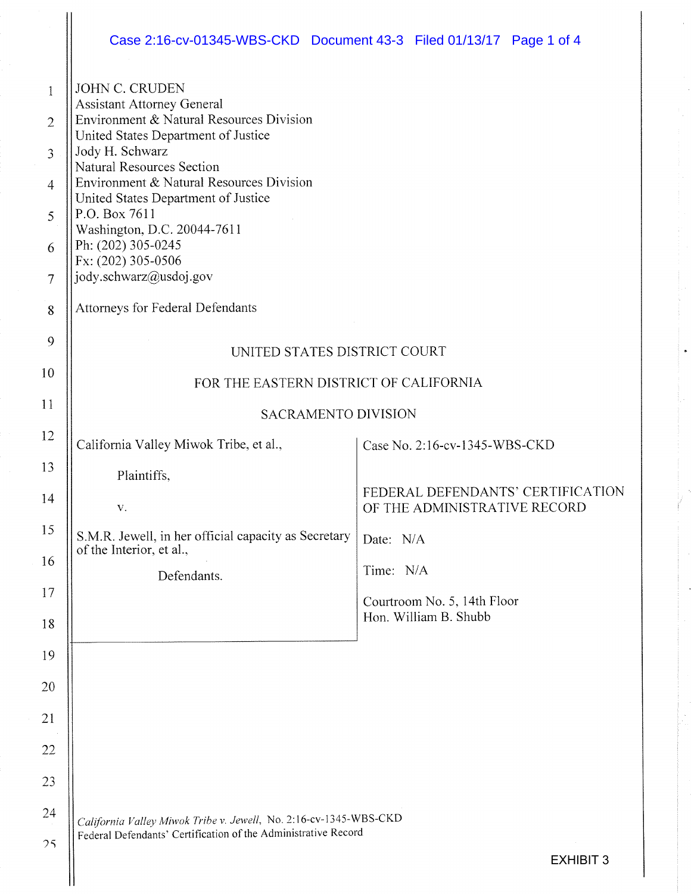JOHN C. CRUDEN
Assistant Attorney General
Environment & Natural Resources Division
United States Department of Justice
Jody H. Schwarz
Natural Resources Section
Environment & Natural Resources Division
United States Department of Justice
P.O. Box 7611
Washington, D.C. 20044-7611
Ph: (202) 305-0245
Fx: (202) 305-0506
jody.schwarz@usdoj.gov

Attorneys for Federal Defendants

UNITED STATES DISTRICT COURT

FOR THE EASTERN DISTRICT OF CALIFORNIA

SACRAMENTO DIVISION

| | |
|---|---|
| California Valley Miwok Tribe, et al.,<br><br>Plaintiffs,<br><br>v.<br><br>S.M.R. Jewell, in her official capacity as Secretary of the Interior, et al.,<br><br>Defendants. | Case No. 2:16-cv-1345-WBS-CKD<br><br>FEDERAL DEFENDANTS' CERTIFICATION OF THE ADMINISTRATIVE RECORD<br><br>Date: N/A<br><br>Time: N/A<br><br>Courtroom No. 5, 14th Floor<br>Hon. William B. Shubb |

*California Valley Miwok Tribe v. Jewell*, No. 2:16-cv-1345-WBS-CKD
Federal Defendants' Certification of the Administrative Record

EXHIBIT 3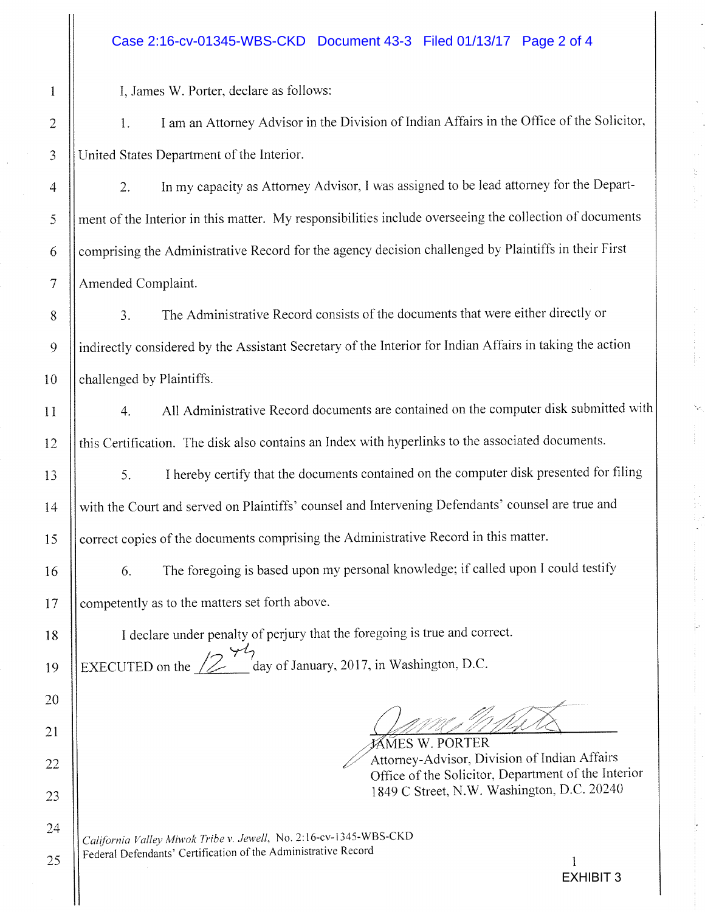I, James W. Porter, declare as follows:

1. I am an Attorney Advisor in the Division of Indian Affairs in the Office of the Solicitor, United States Department of the Interior.

2. In my capacity as Attorney Advisor, I was assigned to be lead attorney for the Department of the Interior in this matter. My responsibilities include overseeing the collection of documents comprising the Administrative Record for the agency decision challenged by Plaintiffs in their First Amended Complaint.

3. The Administrative Record consists of the documents that were either directly or indirectly considered by the Assistant Secretary of the Interior for Indian Affairs in taking the action challenged by Plaintiffs.

4. All Administrative Record documents are contained on the computer disk submitted with this Certification. The disk also contains an Index with hyperlinks to the associated documents.

5. I hereby certify that the documents contained on the computer disk presented for filing with the Court and served on Plaintiffs' counsel and Intervening Defendants' counsel are true and correct copies of the documents comprising the Administrative Record in this matter.

6. The foregoing is based upon my personal knowledge; if called upon I could testify competently as to the matters set forth above.

I declare under penalty of perjury that the foregoing is true and correct.

EXECUTED on the 12th day of January, 2017, in Washington, D.C.

JAMES W. PORTER
Attorney-Advisor, Division of Indian Affairs
Office of the Solicitor, Department of the Interior
1849 C Street, N.W. Washington, D.C. 20240

*California Valley Miwok Tribe v. Jewell*, No. 2:16-cv-1345-WBS-CKD
Federal Defendants' Certification of the Administrative Record

EXHIBIT 3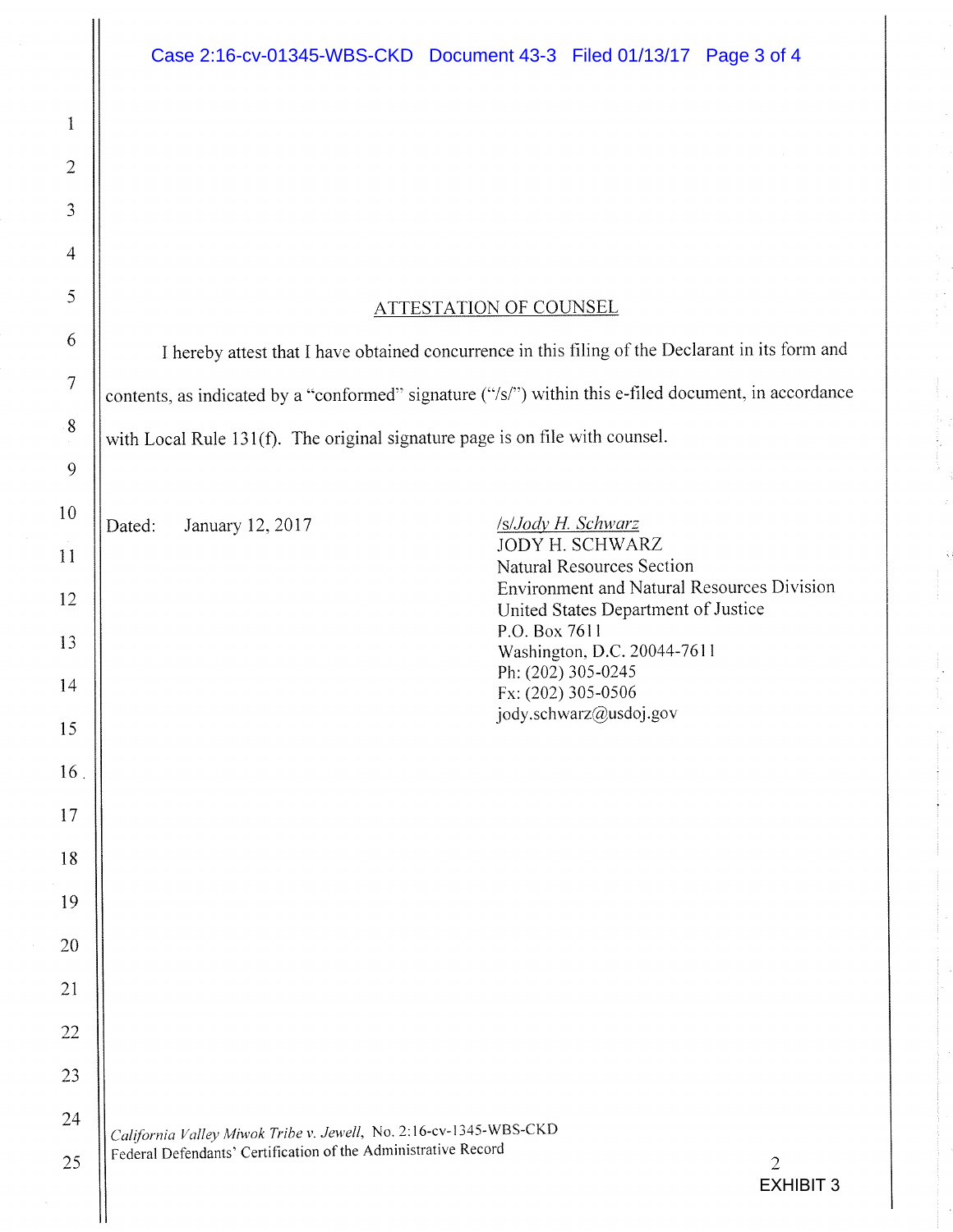## ATTESTATION OF COUNSEL

I hereby attest that I have obtained concurrence in this filing of the Declarant in its form and contents, as indicated by a "conformed" signature ("/s/") within this e-filed document, in accordance with Local Rule 131(f). The original signature page is on file with counsel.

Dated: January 12, 2017

/s/Jody H. Schwarz
JODY H. SCHWARZ
Natural Resources Section
Environment and Natural Resources Division
United States Department of Justice
P.O. Box 7611
Washington, D.C. 20044-7611
Ph: (202) 305-0245
Fx: (202) 305-0506
jody.schwarz@usdoj.gov

*California Valley Miwok Tribe v. Jewell*, No. 2:16-cv-1345-WBS-CKD
Federal Defendants' Certification of the Administrative Record

EXHIBIT 3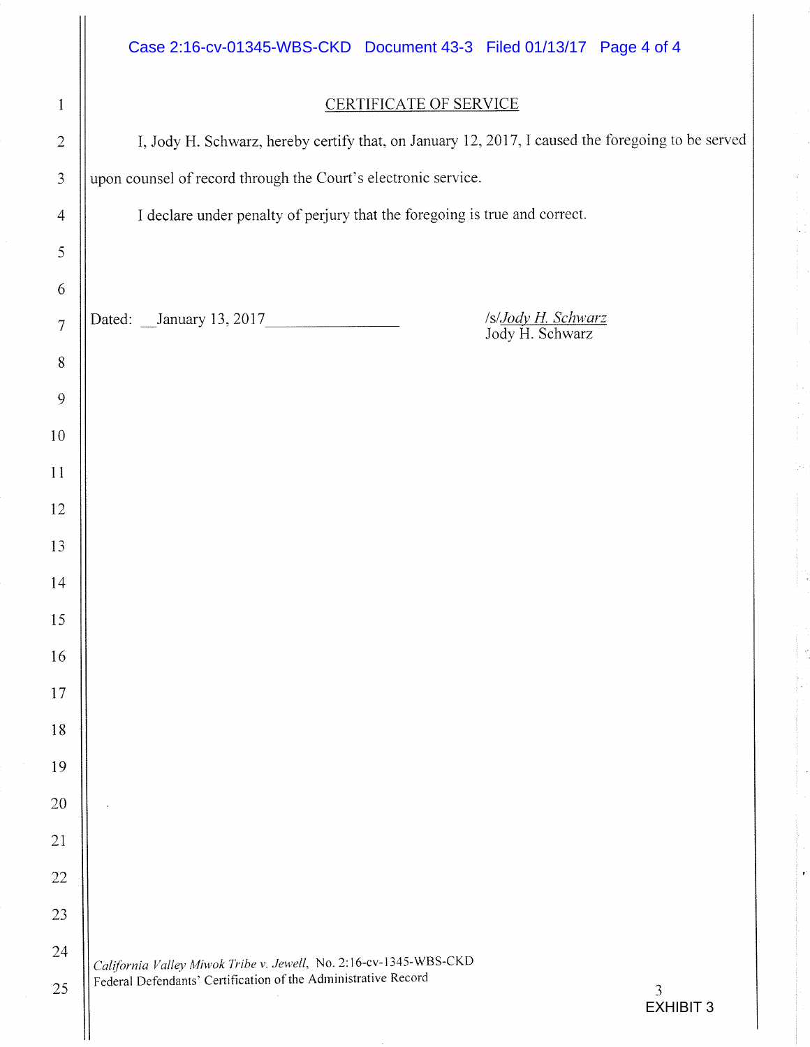## CERTIFICATE OF SERVICE

I, Jody H. Schwarz, hereby certify that, on January 12, 2017, I caused the foregoing to be served upon counsel of record through the Court's electronic service.

I declare under penalty of perjury that the foregoing is true and correct.

Dated: January 13, 2017

/s/*Jody H. Schwarz*
Jody H. Schwarz

*California Valley Miwok Tribe v. Jewell*, No. 2:16-cv-1345-WBS-CKD
Federal Defendants' Certification of the Administrative Record

EXHIBIT 3